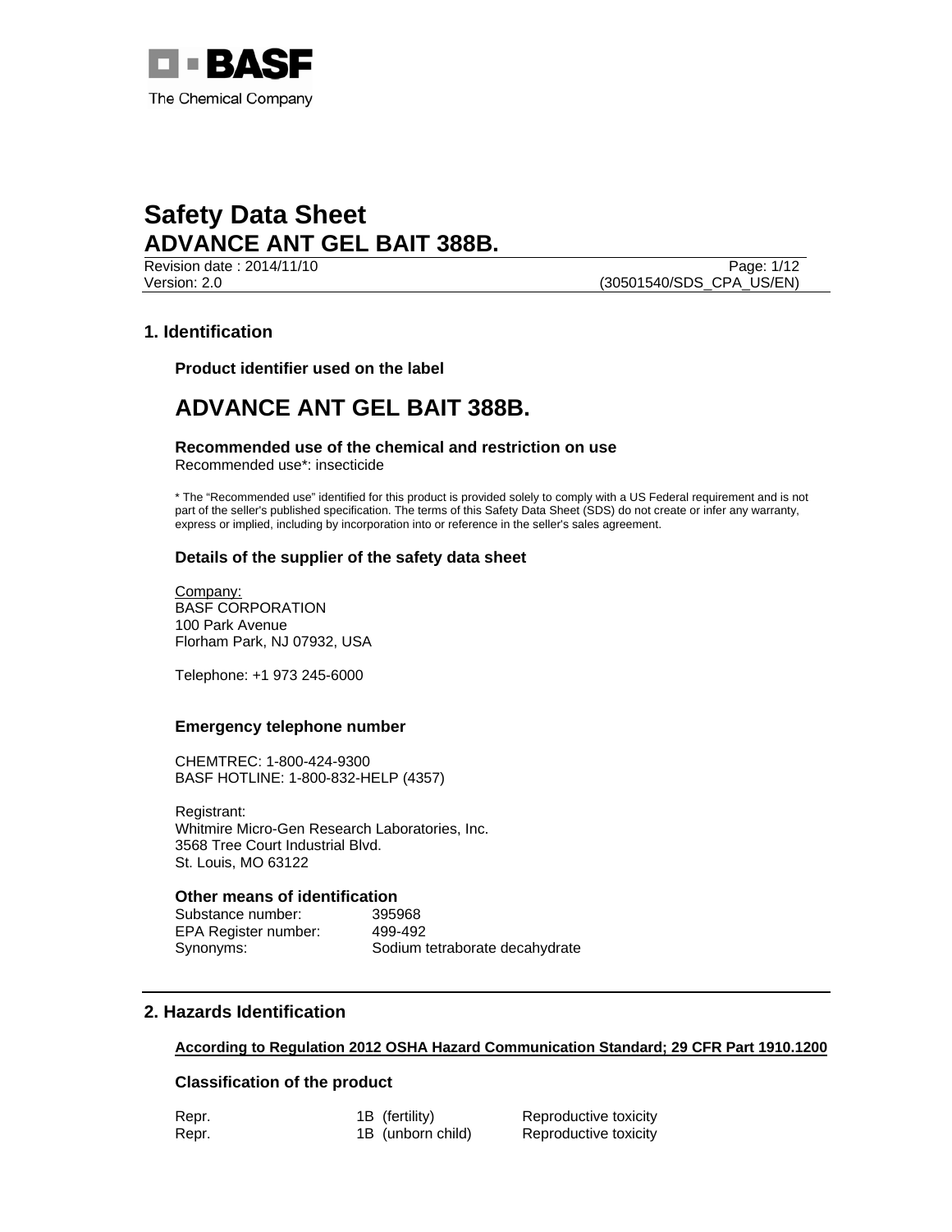BASF

The Chemical Company

# Safety Data Sheet
# ADVANCE ANT GEL BAIT 388B.

Revision date : 2014/11/10

Version: 2.0 (30501540/SDS_CPA_US/EN)

## 1. Identification

### Product identifier used on the label

## ADVANCE ANT GEL BAIT 388B.

### Recommended use of the chemical and restriction on use

Recommended use*: insecticide

* The “Recommended use” identified for this product is provided solely to comply with a US Federal requirement and is not part of the seller's published specification. The terms of this Safety Data Sheet (SDS) do not create or infer any warranty, express or implied, including by incorporation into or reference in the seller's sales agreement.

### Details of the supplier of the safety data sheet

Company:
BASF CORPORATION
100 Park Avenue
Florham Park, NJ 07932, USA

Telephone: +1 973 245-6000

### Emergency telephone number

CHEMTREC: 1-800-424-9300
BASF HOTLINE: 1-800-832-HELP (4357)

Registrant:
Whitmire Micro-Gen Research Laboratories, Inc.
3568 Tree Court Industrial Blvd.
St. Louis, MO 63122

### Other means of identification

| | |
|---|---|
| Substance number: | 395968 |
| EPA Register number: | 499-492 |
| Synonyms: | Sodium tetraborate decahydrate |

## 2. Hazards Identification

**According to Regulation 2012 OSHA Hazard Communication Standard; 29 CFR Part 1910.1200**

### Classification of the product

| | | |
|---|---|---|
| Repr. | 1B (fertility) | Reproductive toxicity |
| Repr. | 1B (unborn child) | Reproductive toxicity |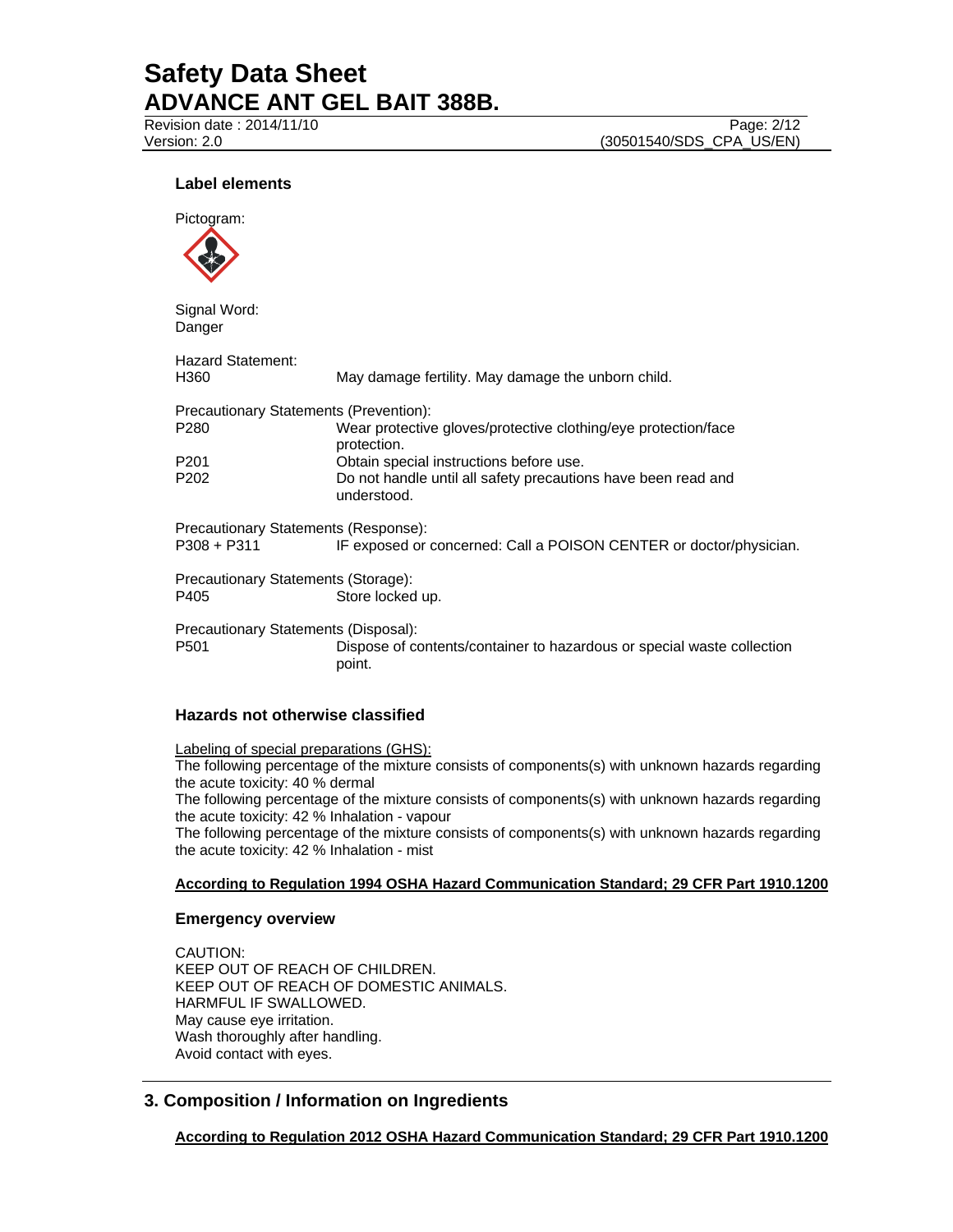### Label elements

Pictogram:

Signal Word:
Danger

Hazard Statement:

| | |
|---|---|
| H360 | May damage fertility. May damage the unborn child. |

Precautionary Statements (Prevention):

| | |
|---|---|
| P280 | Wear protective gloves/protective clothing/eye protection/face protection. |
| P201 | Obtain special instructions before use. |
| P202 | Do not handle until all safety precautions have been read and understood. |

Precautionary Statements (Response):

| | |
|---|---|
| P308 + P311 | IF exposed or concerned: Call a POISON CENTER or doctor/physician. |

Precautionary Statements (Storage):

| | |
|---|---|
| P405 | Store locked up. |

Precautionary Statements (Disposal):

| | |
|---|---|
| P501 | Dispose of contents/container to hazardous or special waste collection point. |

### Hazards not otherwise classified

Labeling of special preparations (GHS):
The following percentage of the mixture consists of components(s) with unknown hazards regarding the acute toxicity: 40 % dermal
The following percentage of the mixture consists of components(s) with unknown hazards regarding the acute toxicity: 42 % Inhalation - vapour
The following percentage of the mixture consists of components(s) with unknown hazards regarding the acute toxicity: 42 % Inhalation - mist

**According to Regulation 1994 OSHA Hazard Communication Standard; 29 CFR Part 1910.1200**

### Emergency overview

CAUTION:
KEEP OUT OF REACH OF CHILDREN.
KEEP OUT OF REACH OF DOMESTIC ANIMALS.
HARMFUL IF SWALLOWED.
May cause eye irritation.
Wash thoroughly after handling.
Avoid contact with eyes.

## 3. Composition / Information on Ingredients

**According to Regulation 2012 OSHA Hazard Communication Standard; 29 CFR Part 1910.1200**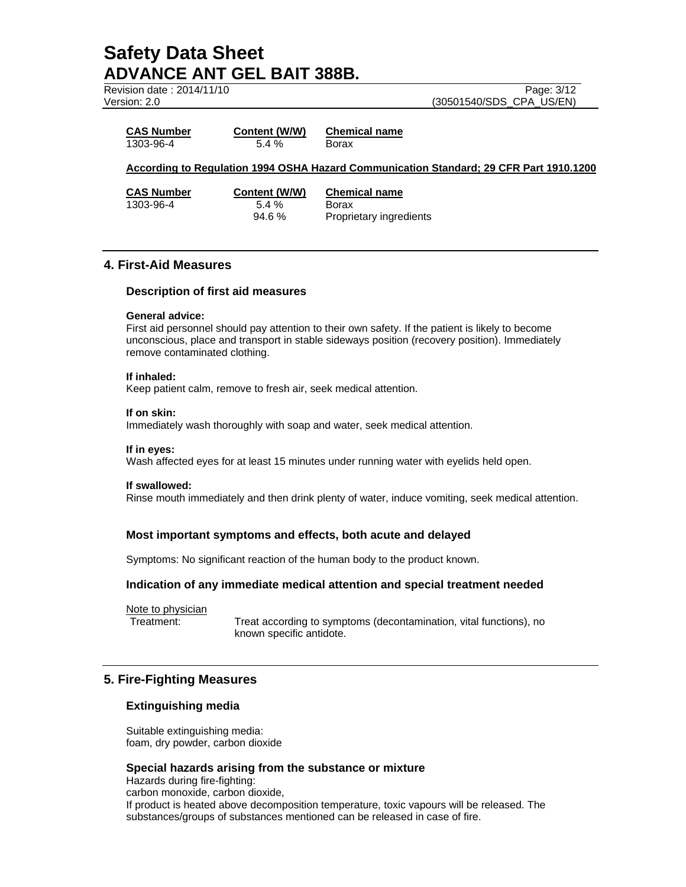| CAS Number | Content (W/W) | Chemical name |
| --- | --- | --- |
| 1303-96-4 | 5.4 % | Borax |

**According to Regulation 1994 OSHA Hazard Communication Standard; 29 CFR Part 1910.1200**

| CAS Number | Content (W/W) | Chemical name |
| --- | --- | --- |
| 1303-96-4 | 5.4 % | Borax |
| | 94.6 % | Proprietary ingredients |

## 4. First-Aid Measures

### Description of first aid measures

**General advice:**
First aid personnel should pay attention to their own safety. If the patient is likely to become unconscious, place and transport in stable sideways position (recovery position). Immediately remove contaminated clothing.

**If inhaled:**
Keep patient calm, remove to fresh air, seek medical attention.

**If on skin:**
Immediately wash thoroughly with soap and water, seek medical attention.

**If in eyes:**
Wash affected eyes for at least 15 minutes under running water with eyelids held open.

**If swallowed:**
Rinse mouth immediately and then drink plenty of water, induce vomiting, seek medical attention.

### Most important symptoms and effects, both acute and delayed

Symptoms: No significant reaction of the human body to the product known.

### Indication of any immediate medical attention and special treatment needed

Note to physician

Treatment: Treat according to symptoms (decontamination, vital functions), no known specific antidote.

## 5. Fire-Fighting Measures

### Extinguishing media

Suitable extinguishing media:
foam, dry powder, carbon dioxide

### Special hazards arising from the substance or mixture

Hazards during fire-fighting:
carbon monoxide, carbon dioxide,
If product is heated above decomposition temperature, toxic vapours will be released. The substances/groups of substances mentioned can be released in case of fire.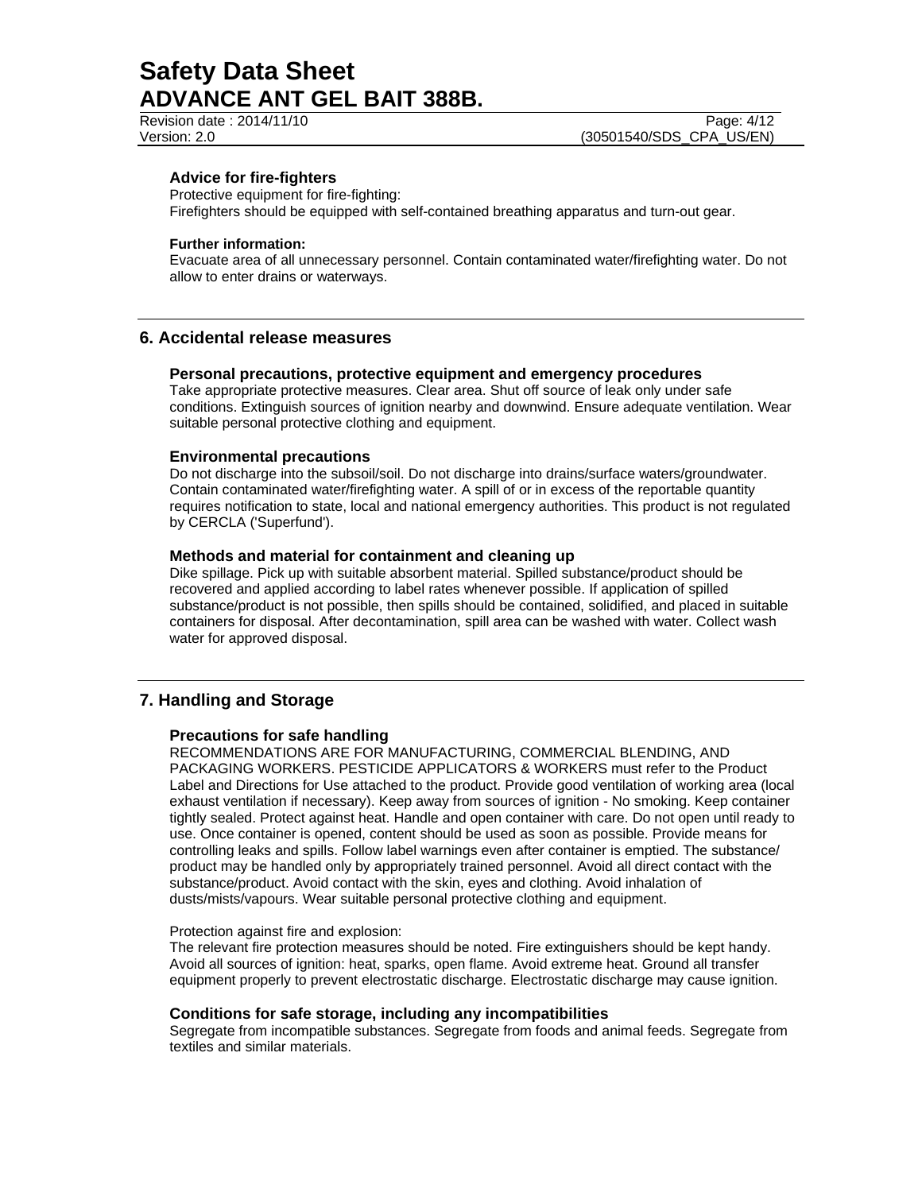### Advice for fire-fighters

Protective equipment for fire-fighting:
Firefighters should be equipped with self-contained breathing apparatus and turn-out gear.

**Further information:**
Evacuate area of all unnecessary personnel. Contain contaminated water/firefighting water. Do not allow to enter drains or waterways.

## 6. Accidental release measures

### Personal precautions, protective equipment and emergency procedures

Take appropriate protective measures. Clear area. Shut off source of leak only under safe conditions. Extinguish sources of ignition nearby and downwind. Ensure adequate ventilation. Wear suitable personal protective clothing and equipment.

### Environmental precautions

Do not discharge into the subsoil/soil. Do not discharge into drains/surface waters/groundwater. Contain contaminated water/firefighting water. A spill of or in excess of the reportable quantity requires notification to state, local and national emergency authorities. This product is not regulated by CERCLA ('Superfund').

### Methods and material for containment and cleaning up

Dike spillage. Pick up with suitable absorbent material. Spilled substance/product should be recovered and applied according to label rates whenever possible. If application of spilled substance/product is not possible, then spills should be contained, solidified, and placed in suitable containers for disposal. After decontamination, spill area can be washed with water. Collect wash water for approved disposal.

## 7. Handling and Storage

### Precautions for safe handling

RECOMMENDATIONS ARE FOR MANUFACTURING, COMMERCIAL BLENDING, AND PACKAGING WORKERS. PESTICIDE APPLICATORS & WORKERS must refer to the Product Label and Directions for Use attached to the product. Provide good ventilation of working area (local exhaust ventilation if necessary). Keep away from sources of ignition - No smoking. Keep container tightly sealed. Protect against heat. Handle and open container with care. Do not open until ready to use. Once container is opened, content should be used as soon as possible. Provide means for controlling leaks and spills. Follow label warnings even after container is emptied. The substance/ product may be handled only by appropriately trained personnel. Avoid all direct contact with the substance/product. Avoid contact with the skin, eyes and clothing. Avoid inhalation of dusts/mists/vapours. Wear suitable personal protective clothing and equipment.

Protection against fire and explosion:
The relevant fire protection measures should be noted. Fire extinguishers should be kept handy. Avoid all sources of ignition: heat, sparks, open flame. Avoid extreme heat. Ground all transfer equipment properly to prevent electrostatic discharge. Electrostatic discharge may cause ignition.

### Conditions for safe storage, including any incompatibilities

Segregate from incompatible substances. Segregate from foods and animal feeds. Segregate from textiles and similar materials.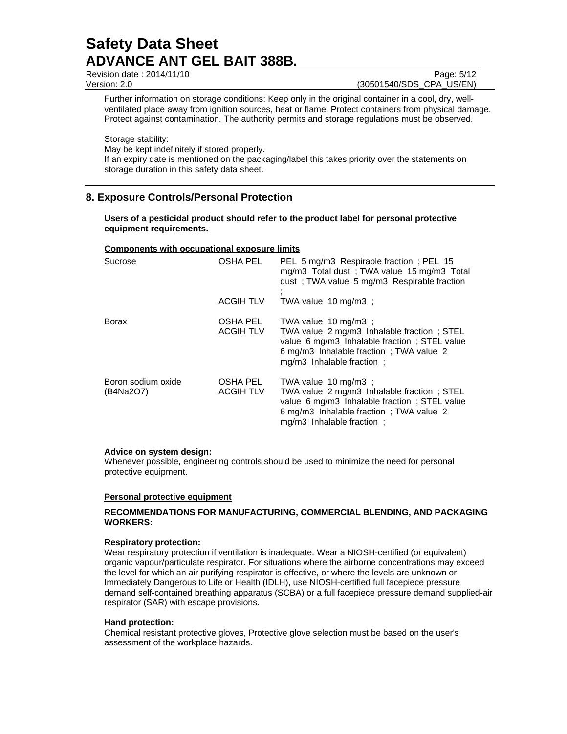Further information on storage conditions: Keep only in the original container in a cool, dry, well-ventilated place away from ignition sources, heat or flame. Protect containers from physical damage. Protect against contamination. The authority permits and storage regulations must be observed.

Storage stability:
May be kept indefinitely if stored properly.
If an expiry date is mentioned on the packaging/label this takes priority over the statements on storage duration in this safety data sheet.

## 8. Exposure Controls/Personal Protection

**Users of a pesticidal product should refer to the product label for personal protective equipment requirements.**

**Components with occupational exposure limits**

| Component | Regulation | Value |
|---|---|---|
| Sucrose | OSHA PEL | PEL 5 mg/m3 Respirable fraction ; PEL 15 mg/m3 Total dust ; TWA value 15 mg/m3 Total dust ; TWA value 5 mg/m3 Respirable fraction ; |
| | ACGIH TLV | TWA value 10 mg/m3 ; |
| Borax | OSHA PEL | TWA value 10 mg/m3 ; |
| | ACGIH TLV | TWA value 2 mg/m3 Inhalable fraction ; STEL value 6 mg/m3 Inhalable fraction ; STEL value 6 mg/m3 Inhalable fraction ; TWA value 2 mg/m3 Inhalable fraction ; |
| Boron sodium oxide (B4Na2O7) | OSHA PEL | TWA value 10 mg/m3 ; |
| | ACGIH TLV | TWA value 2 mg/m3 Inhalable fraction ; STEL value 6 mg/m3 Inhalable fraction ; STEL value 6 mg/m3 Inhalable fraction ; TWA value 2 mg/m3 Inhalable fraction ; |

**Advice on system design:**
Whenever possible, engineering controls should be used to minimize the need for personal protective equipment.

**Personal protective equipment**

**RECOMMENDATIONS FOR MANUFACTURING, COMMERCIAL BLENDING, AND PACKAGING WORKERS:**

**Respiratory protection:**
Wear respiratory protection if ventilation is inadequate. Wear a NIOSH-certified (or equivalent) organic vapour/particulate respirator. For situations where the airborne concentrations may exceed the level for which an air purifying respirator is effective, or where the levels are unknown or Immediately Dangerous to Life or Health (IDLH), use NIOSH-certified full facepiece pressure demand self-contained breathing apparatus (SCBA) or a full facepiece pressure demand supplied-air respirator (SAR) with escape provisions.

**Hand protection:**
Chemical resistant protective gloves, Protective glove selection must be based on the user's assessment of the workplace hazards.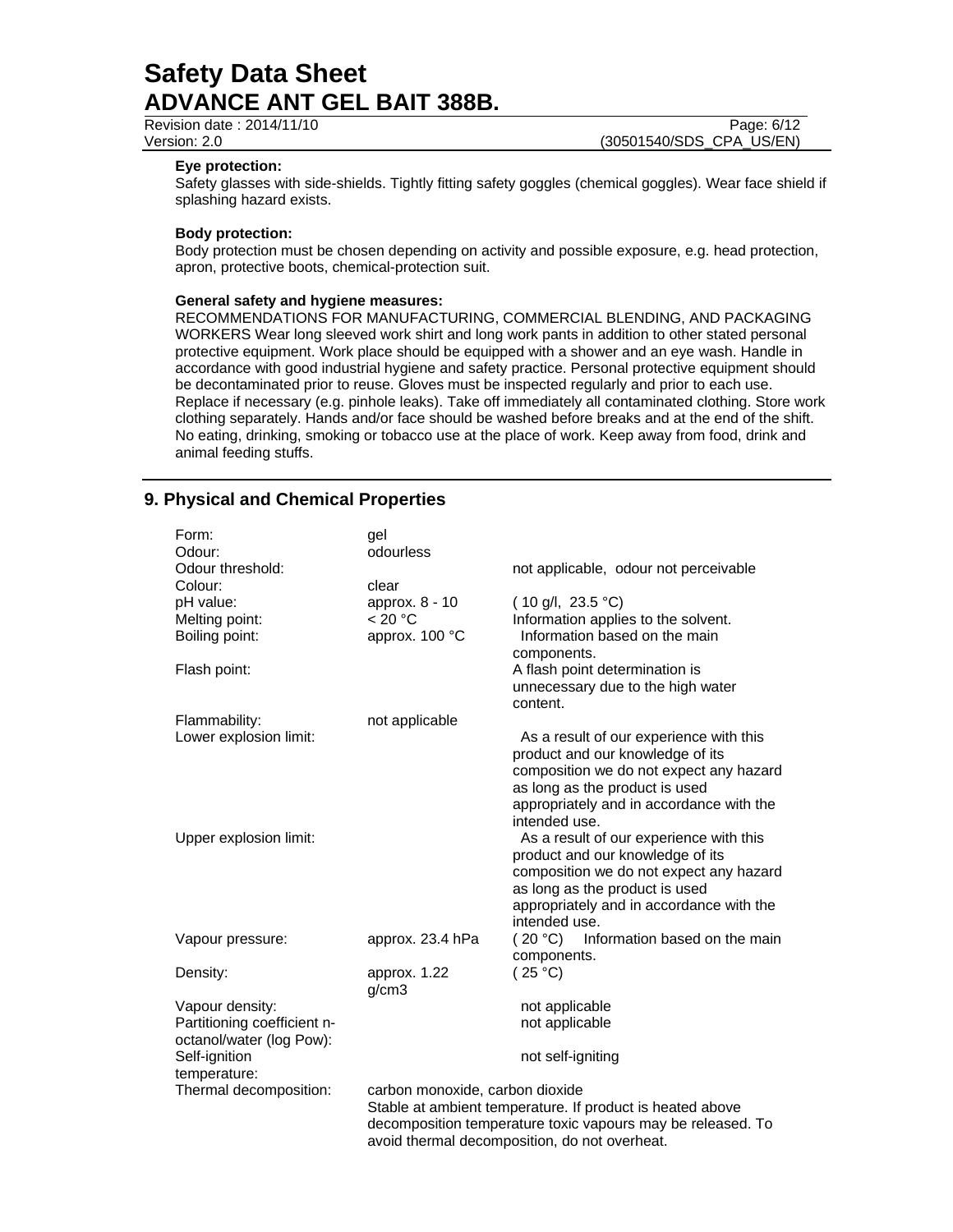**Eye protection:**
Safety glasses with side-shields. Tightly fitting safety goggles (chemical goggles). Wear face shield if splashing hazard exists.

**Body protection:**
Body protection must be chosen depending on activity and possible exposure, e.g. head protection, apron, protective boots, chemical-protection suit.

**General safety and hygiene measures:**
RECOMMENDATIONS FOR MANUFACTURING, COMMERCIAL BLENDING, AND PACKAGING WORKERS Wear long sleeved work shirt and long work pants in addition to other stated personal protective equipment. Work place should be equipped with a shower and an eye wash. Handle in accordance with good industrial hygiene and safety practice. Personal protective equipment should be decontaminated prior to reuse. Gloves must be inspected regularly and prior to each use. Replace if necessary (e.g. pinhole leaks). Take off immediately all contaminated clothing. Store work clothing separately. Hands and/or face should be washed before breaks and at the end of the shift. No eating, drinking, smoking or tobacco use at the place of work. Keep away from food, drink and animal feeding stuffs.

## 9. Physical and Chemical Properties

| | | |
|---|---|---|
| Form: | gel | |
| Odour: | odourless | |
| Odour threshold: | | not applicable, odour not perceivable |
| Colour: | clear | |
| pH value: | approx. 8 - 10 | ( 10 g/l, 23.5 °C) |
| Melting point: | < 20 °C | Information applies to the solvent. |
| Boiling point: | approx. 100 °C | Information based on the main components. |
| Flash point: | | A flash point determination is unnecessary due to the high water content. |
| Flammability: | not applicable | |
| Lower explosion limit: | | As a result of our experience with this product and our knowledge of its composition we do not expect any hazard as long as the product is used appropriately and in accordance with the intended use. |
| Upper explosion limit: | | As a result of our experience with this product and our knowledge of its composition we do not expect any hazard as long as the product is used appropriately and in accordance with the intended use. |
| Vapour pressure: | approx. 23.4 hPa | ( 20 °C) Information based on the main components. |
| Density: | approx. 1.22 g/cm3 | ( 25 °C) |
| Vapour density: | | not applicable |
| Partitioning coefficient n-octanol/water (log Pow): | | not applicable |
| Self-ignition temperature: | | not self-igniting |
| Thermal decomposition: | carbon monoxide, carbon dioxide<br>Stable at ambient temperature. If product is heated above decomposition temperature toxic vapours may be released. To avoid thermal decomposition, do not overheat. | |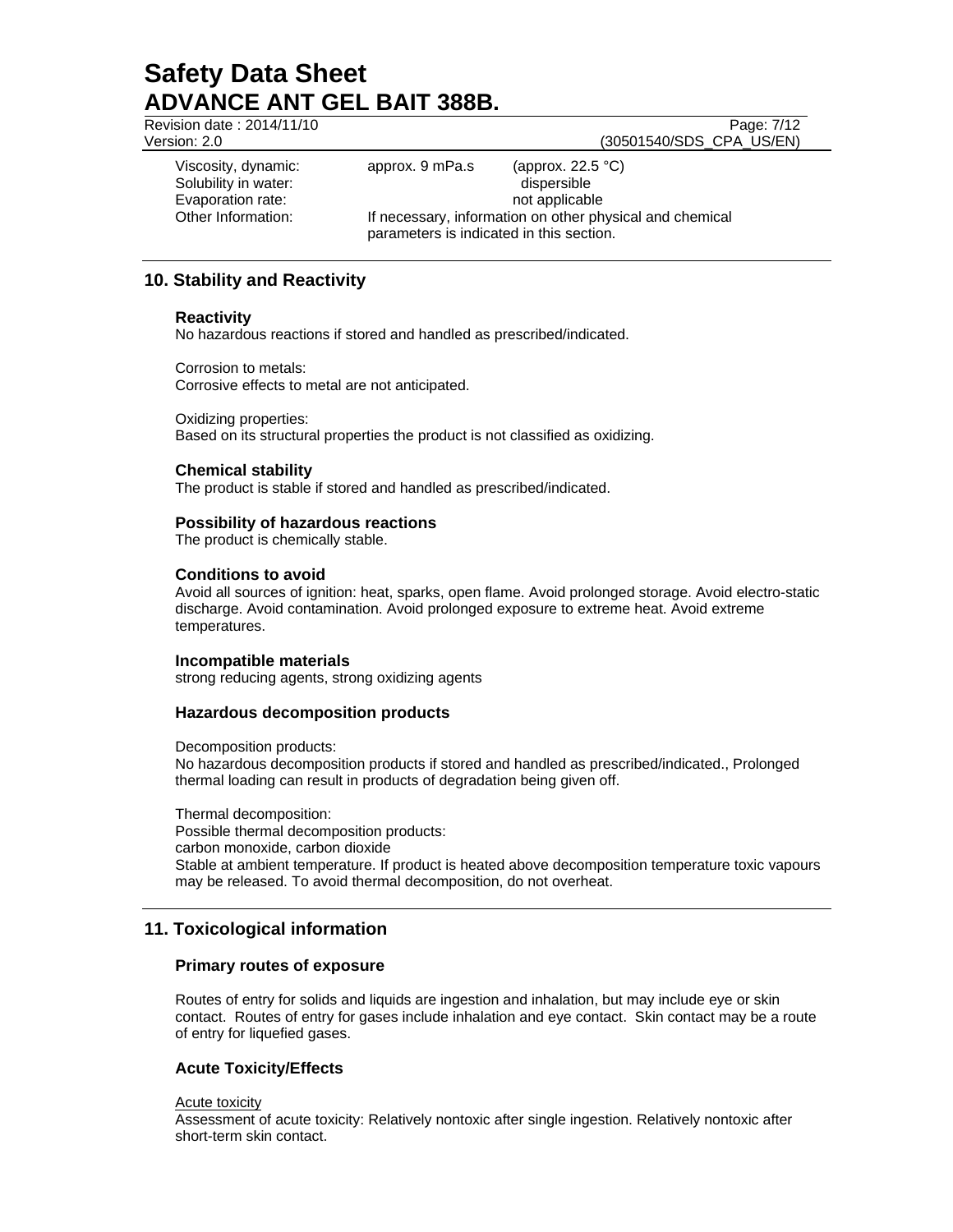| | | |
|---|---|---|
| Viscosity, dynamic: | approx. 9 mPa.s | (approx. 22.5 °C) |
| Solubility in water: | | dispersible |
| Evaporation rate: | | not applicable |
| Other Information: | If necessary, information on other physical and chemical parameters is indicated in this section. | |

## 10. Stability and Reactivity

### Reactivity

No hazardous reactions if stored and handled as prescribed/indicated.

Corrosion to metals:
Corrosive effects to metal are not anticipated.

Oxidizing properties:
Based on its structural properties the product is not classified as oxidizing.

### Chemical stability

The product is stable if stored and handled as prescribed/indicated.

### Possibility of hazardous reactions

The product is chemically stable.

### Conditions to avoid

Avoid all sources of ignition: heat, sparks, open flame. Avoid prolonged storage. Avoid electro-static discharge. Avoid contamination. Avoid prolonged exposure to extreme heat. Avoid extreme temperatures.

### Incompatible materials

strong reducing agents, strong oxidizing agents

### Hazardous decomposition products

Decomposition products:
No hazardous decomposition products if stored and handled as prescribed/indicated., Prolonged thermal loading can result in products of degradation being given off.

Thermal decomposition:
Possible thermal decomposition products:
carbon monoxide, carbon dioxide
Stable at ambient temperature. If product is heated above decomposition temperature toxic vapours may be released. To avoid thermal decomposition, do not overheat.

## 11. Toxicological information

### Primary routes of exposure

Routes of entry for solids and liquids are ingestion and inhalation, but may include eye or skin contact. Routes of entry for gases include inhalation and eye contact. Skin contact may be a route of entry for liquefied gases.

### Acute Toxicity/Effects

Acute toxicity

Assessment of acute toxicity: Relatively nontoxic after single ingestion. Relatively nontoxic after short-term skin contact.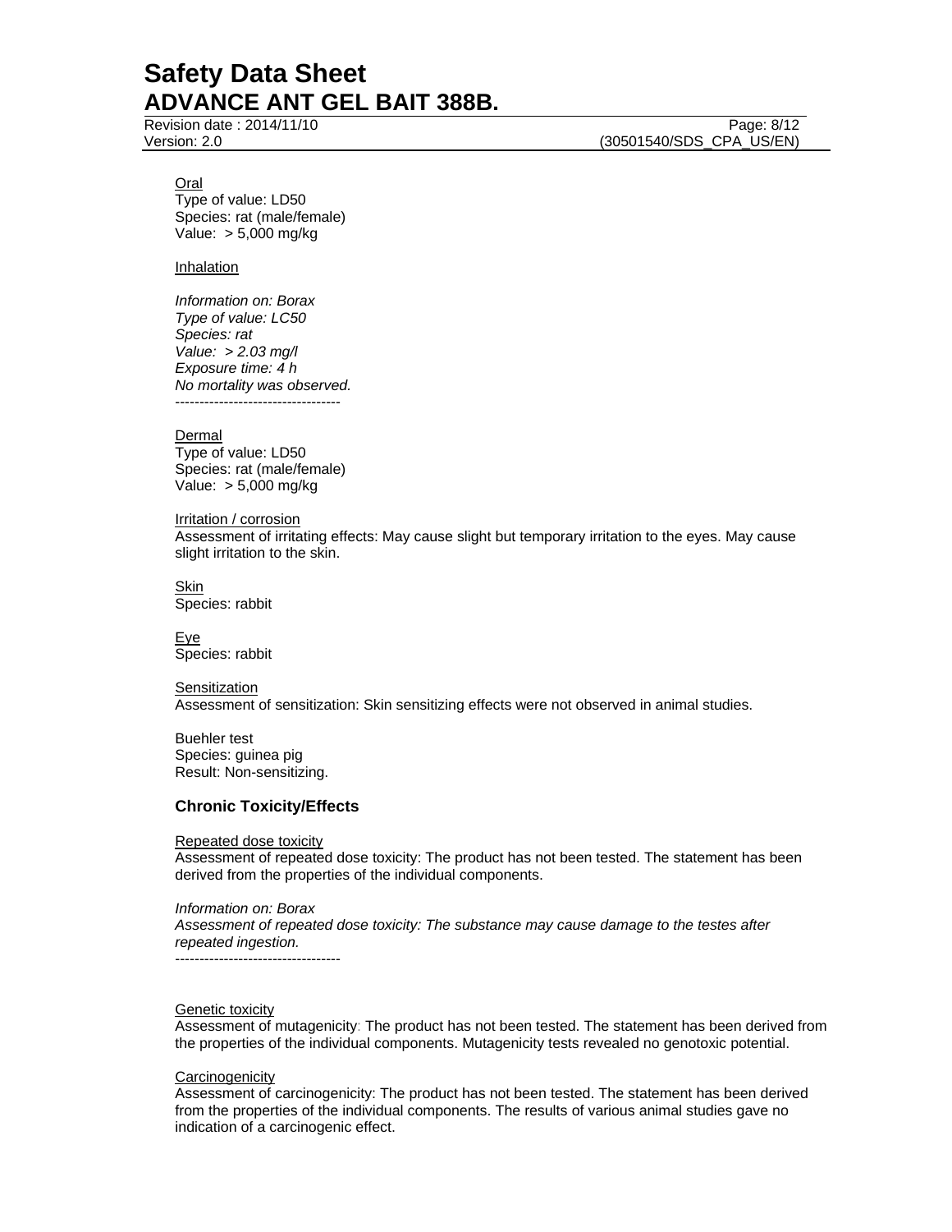Oral
Type of value: LD50
Species: rat (male/female)
Value: > 5,000 mg/kg

Inhalation

*Information on: Borax*
*Type of value: LC50*
*Species: rat*
*Value: > 2.03 mg/l*
*Exposure time: 4 h*
*No mortality was observed.*
----------------------------------

Dermal
Type of value: LD50
Species: rat (male/female)
Value: > 5,000 mg/kg

Irritation / corrosion
Assessment of irritating effects: May cause slight but temporary irritation to the eyes. May cause slight irritation to the skin.

Skin
Species: rabbit

Eye
Species: rabbit

Sensitization
Assessment of sensitization: Skin sensitizing effects were not observed in animal studies.

Buehler test
Species: guinea pig
Result: Non-sensitizing.

### Chronic Toxicity/Effects

Repeated dose toxicity
Assessment of repeated dose toxicity: The product has not been tested. The statement has been derived from the properties of the individual components.

*Information on: Borax*
*Assessment of repeated dose toxicity: The substance may cause damage to the testes after repeated ingestion.*
----------------------------------

Genetic toxicity
Assessment of mutagenicity: The product has not been tested. The statement has been derived from the properties of the individual components. Mutagenicity tests revealed no genotoxic potential.

Carcinogenicity
Assessment of carcinogenicity: The product has not been tested. The statement has been derived from the properties of the individual components. The results of various animal studies gave no indication of a carcinogenic effect.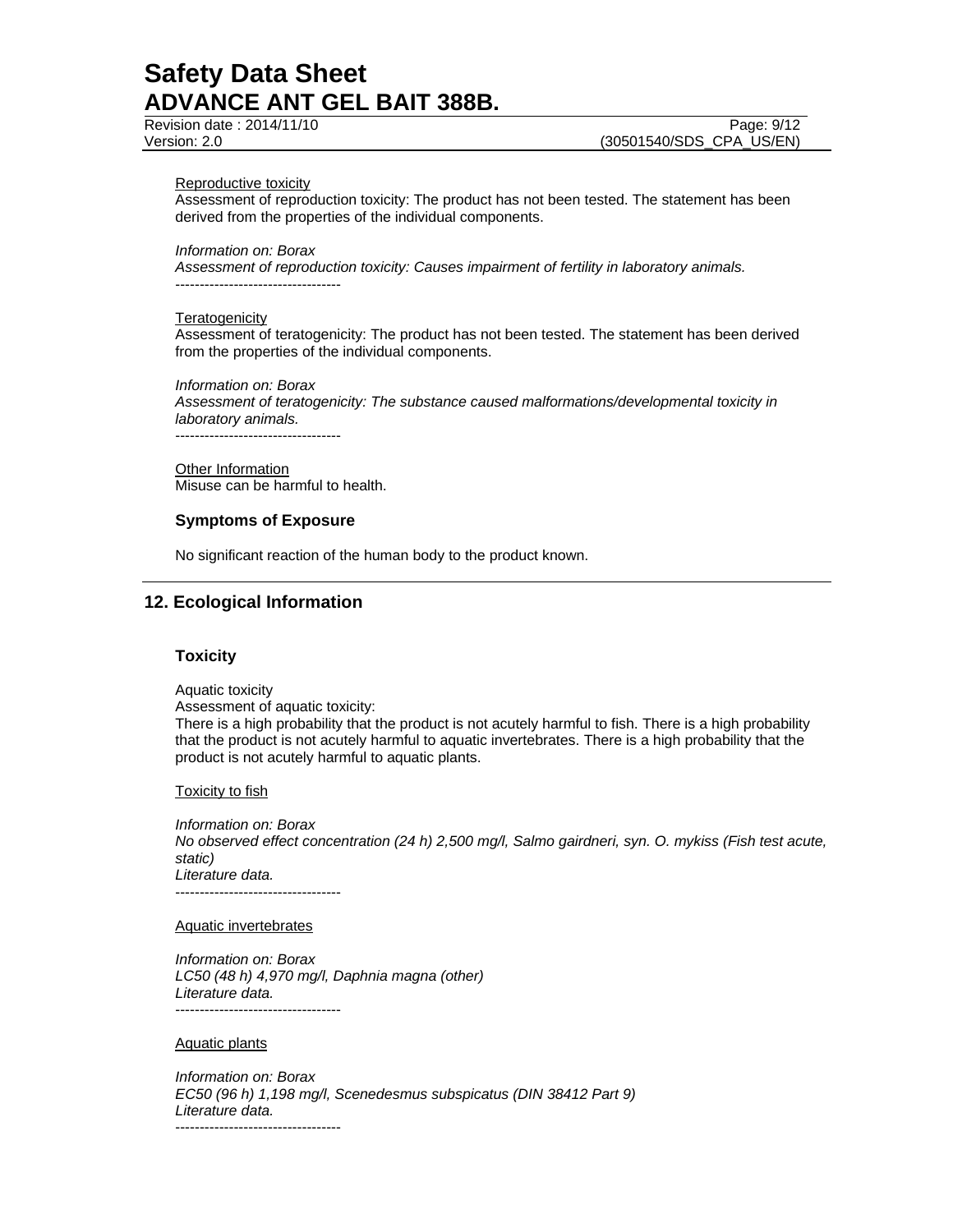Reproductive toxicity

Assessment of reproduction toxicity: The product has not been tested. The statement has been derived from the properties of the individual components.

*Information on: Borax*
*Assessment of reproduction toxicity: Causes impairment of fertility in laboratory animals.*
----------------------------------

Teratogenicity

Assessment of teratogenicity: The product has not been tested. The statement has been derived from the properties of the individual components.

*Information on: Borax*
*Assessment of teratogenicity: The substance caused malformations/developmental toxicity in laboratory animals.*
----------------------------------

Other Information

Misuse can be harmful to health.

### Symptoms of Exposure

No significant reaction of the human body to the product known.

## 12. Ecological Information

### Toxicity

Aquatic toxicity
Assessment of aquatic toxicity:
There is a high probability that the product is not acutely harmful to fish. There is a high probability that the product is not acutely harmful to aquatic invertebrates. There is a high probability that the product is not acutely harmful to aquatic plants.

Toxicity to fish

*Information on: Borax*
*No observed effect concentration (24 h) 2,500 mg/l, Salmo gairdneri, syn. O. mykiss (Fish test acute, static)*
*Literature data.*
----------------------------------

Aquatic invertebrates

*Information on: Borax*
*LC50 (48 h) 4,970 mg/l, Daphnia magna (other)*
*Literature data.*
----------------------------------

Aquatic plants

*Information on: Borax*
*EC50 (96 h) 1,198 mg/l, Scenedesmus subspicatus (DIN 38412 Part 9)*
*Literature data.*
----------------------------------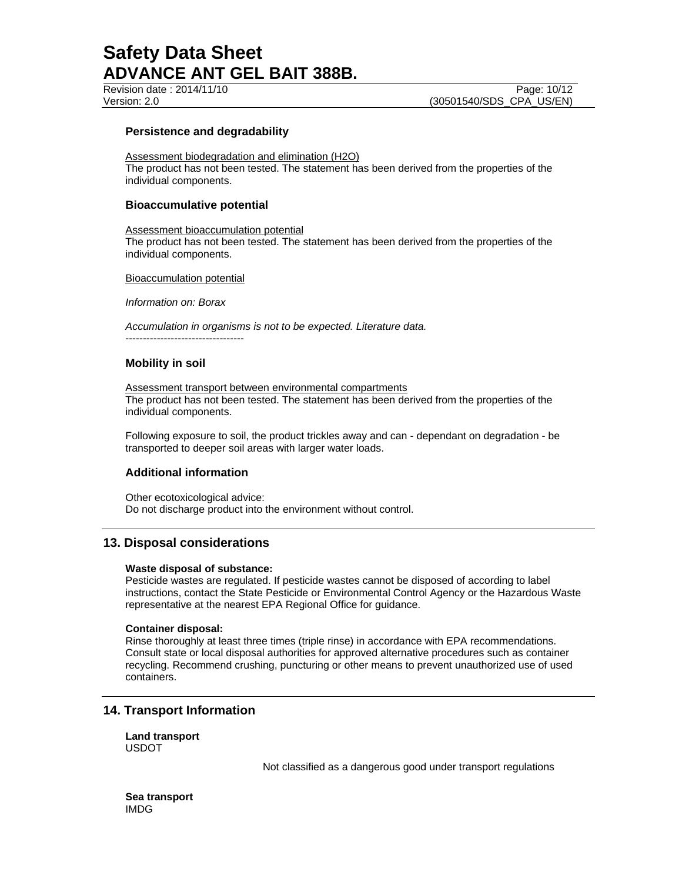### Persistence and degradability

Assessment biodegradation and elimination ($H_2O$)
The product has not been tested. The statement has been derived from the properties of the individual components.

### Bioaccumulative potential

Assessment bioaccumulation potential
The product has not been tested. The statement has been derived from the properties of the individual components.

Bioaccumulation potential

*Information on: Borax*

*Accumulation in organisms is not to be expected. Literature data.*
----------------------------------

### Mobility in soil

Assessment transport between environmental compartments
The product has not been tested. The statement has been derived from the properties of the individual components.

Following exposure to soil, the product trickles away and can - dependant on degradation - be transported to deeper soil areas with larger water loads.

### Additional information

Other ecotoxicological advice:
Do not discharge product into the environment without control.

## 13. Disposal considerations

**Waste disposal of substance:**
Pesticide wastes are regulated. If pesticide wastes cannot be disposed of according to label instructions, contact the State Pesticide or Environmental Control Agency or the Hazardous Waste representative at the nearest EPA Regional Office for guidance.

**Container disposal:**
Rinse thoroughly at least three times (triple rinse) in accordance with EPA recommendations. Consult state or local disposal authorities for approved alternative procedures such as container recycling. Recommend crushing, puncturing or other means to prevent unauthorized use of used containers.

## 14. Transport Information

**Land transport**
USDOT

Not classified as a dangerous good under transport regulations

**Sea transport**
IMDG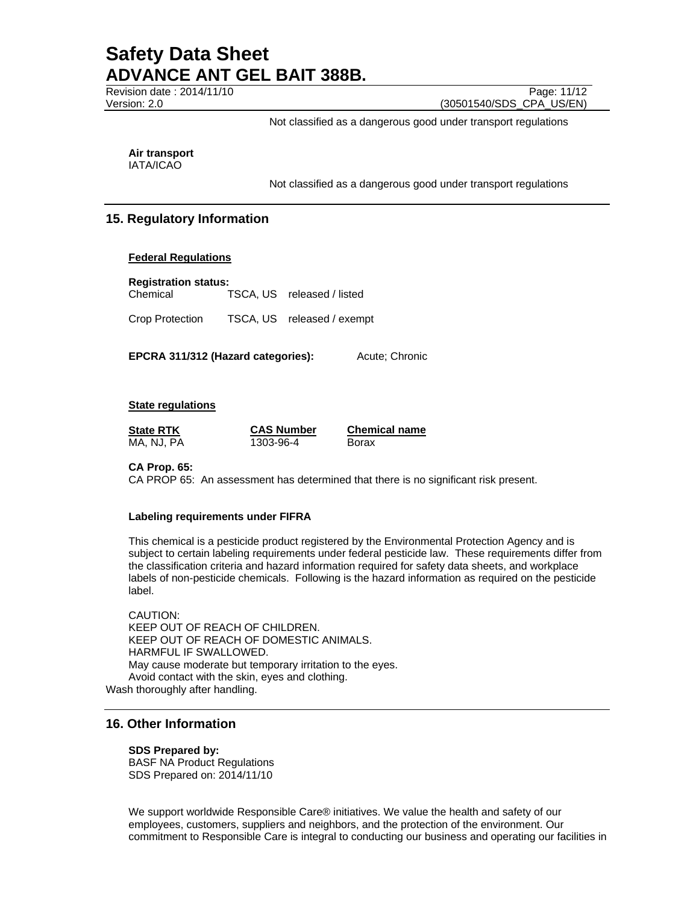Not classified as a dangerous good under transport regulations

**Air transport**
IATA/ICAO

Not classified as a dangerous good under transport regulations

## 15. Regulatory Information

**Federal Regulations**

**Registration status:**

| | | |
|---|---|---|
| Chemical | TSCA, US | released / listed |
| Crop Protection | TSCA, US | released / exempt |

**EPCRA 311/312 (Hazard categories):** Acute; Chronic

**State regulations**

| State RTK | CAS Number | Chemical name |
|---|---|---|
| MA, NJ, PA | 1303-96-4 | Borax |

**CA Prop. 65:**
CA PROP 65: An assessment has determined that there is no significant risk present.

**Labeling requirements under FIFRA**

This chemical is a pesticide product registered by the Environmental Protection Agency and is subject to certain labeling requirements under federal pesticide law. These requirements differ from the classification criteria and hazard information required for safety data sheets, and workplace labels of non-pesticide chemicals. Following is the hazard information as required on the pesticide label.

CAUTION:
KEEP OUT OF REACH OF CHILDREN.
KEEP OUT OF REACH OF DOMESTIC ANIMALS.
HARMFUL IF SWALLOWED.
May cause moderate but temporary irritation to the eyes.
Avoid contact with the skin, eyes and clothing.
Wash thoroughly after handling.

## 16. Other Information

**SDS Prepared by:**
BASF NA Product Regulations
SDS Prepared on: 2014/11/10

We support worldwide Responsible Care® initiatives. We value the health and safety of our employees, customers, suppliers and neighbors, and the protection of the environment. Our commitment to Responsible Care is integral to conducting our business and operating our facilities in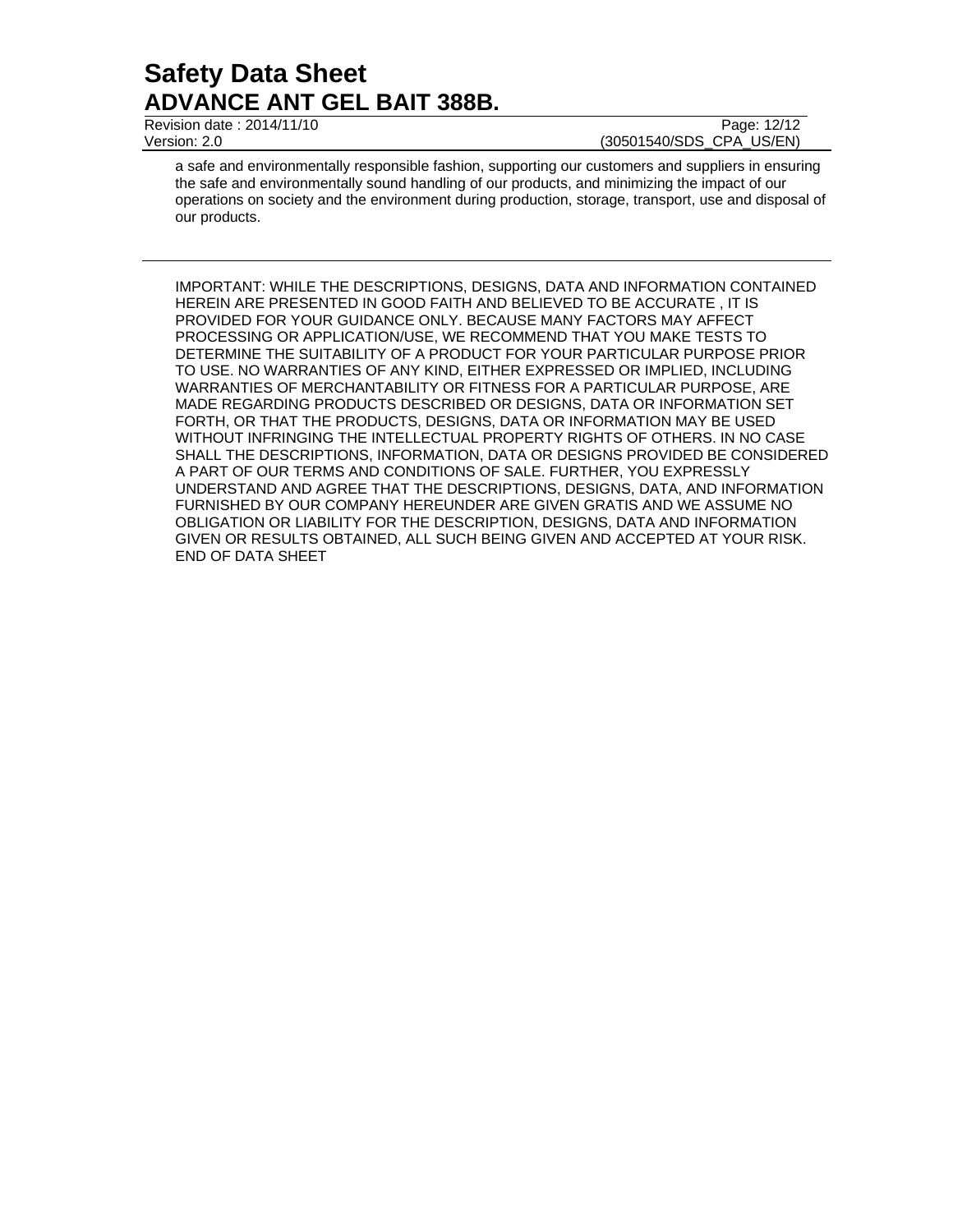a safe and environmentally responsible fashion, supporting our customers and suppliers in ensuring the safe and environmentally sound handling of our products, and minimizing the impact of our operations on society and the environment during production, storage, transport, use and disposal of our products.

---

IMPORTANT: WHILE THE DESCRIPTIONS, DESIGNS, DATA AND INFORMATION CONTAINED HEREIN ARE PRESENTED IN GOOD FAITH AND BELIEVED TO BE ACCURATE , IT IS PROVIDED FOR YOUR GUIDANCE ONLY. BECAUSE MANY FACTORS MAY AFFECT PROCESSING OR APPLICATION/USE, WE RECOMMEND THAT YOU MAKE TESTS TO DETERMINE THE SUITABILITY OF A PRODUCT FOR YOUR PARTICULAR PURPOSE PRIOR TO USE. NO WARRANTIES OF ANY KIND, EITHER EXPRESSED OR IMPLIED, INCLUDING WARRANTIES OF MERCHANTABILITY OR FITNESS FOR A PARTICULAR PURPOSE, ARE MADE REGARDING PRODUCTS DESCRIBED OR DESIGNS, DATA OR INFORMATION SET FORTH, OR THAT THE PRODUCTS, DESIGNS, DATA OR INFORMATION MAY BE USED WITHOUT INFRINGING THE INTELLECTUAL PROPERTY RIGHTS OF OTHERS. IN NO CASE SHALL THE DESCRIPTIONS, INFORMATION, DATA OR DESIGNS PROVIDED BE CONSIDERED A PART OF OUR TERMS AND CONDITIONS OF SALE. FURTHER, YOU EXPRESSLY UNDERSTAND AND AGREE THAT THE DESCRIPTIONS, DESIGNS, DATA, AND INFORMATION FURNISHED BY OUR COMPANY HEREUNDER ARE GIVEN GRATIS AND WE ASSUME NO OBLIGATION OR LIABILITY FOR THE DESCRIPTION, DESIGNS, DATA AND INFORMATION GIVEN OR RESULTS OBTAINED, ALL SUCH BEING GIVEN AND ACCEPTED AT YOUR RISK.
END OF DATA SHEET